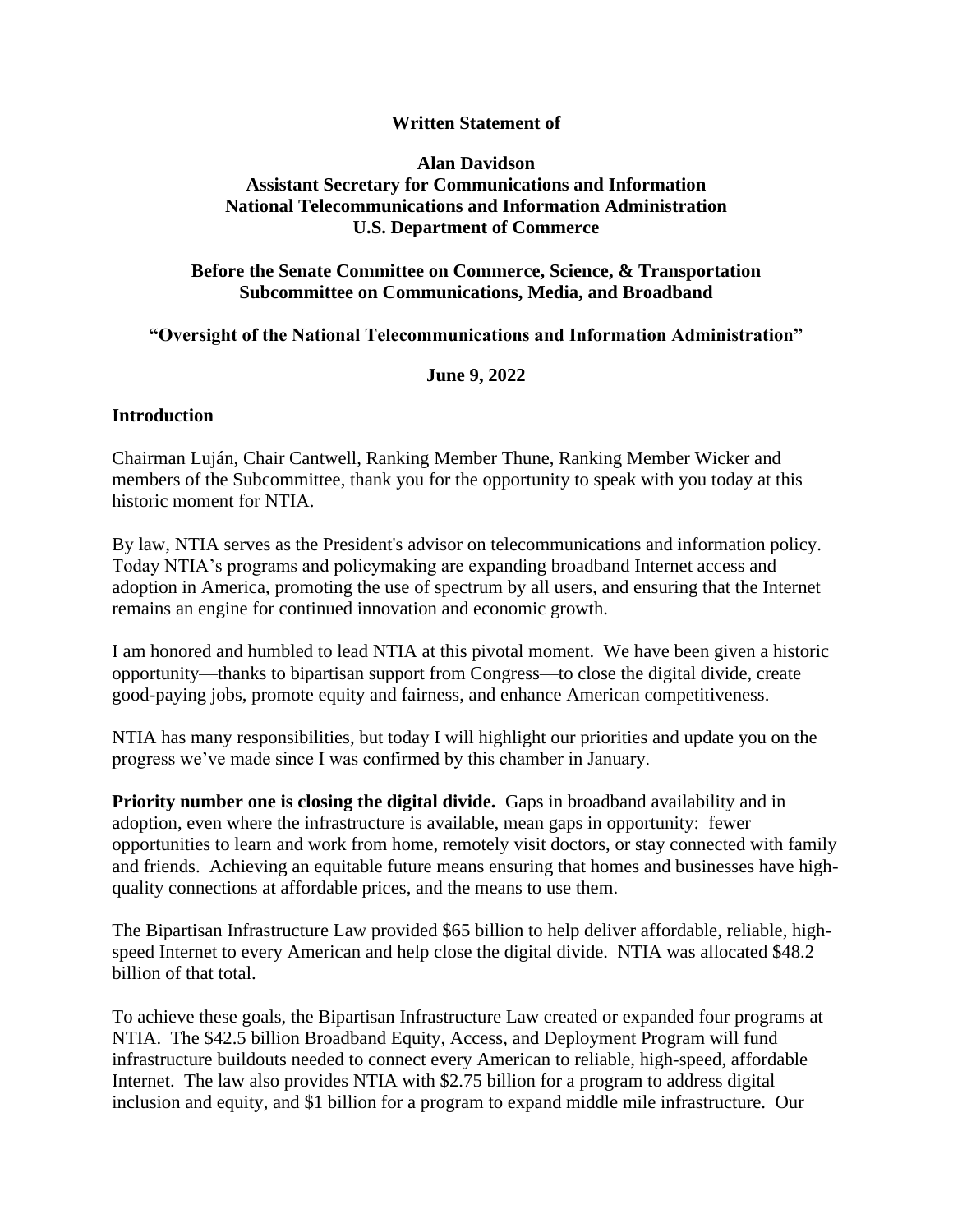**Written Statement of**

**Alan Davidson**
**Assistant Secretary for Communications and Information**
**National Telecommunications and Information Administration**
**U.S. Department of Commerce**

**Before the Senate Committee on Commerce, Science, & Transportation**
**Subcommittee on Communications, Media, and Broadband**

**"Oversight of the National Telecommunications and Information Administration"**

**June 9, 2022**

## Introduction

Chairman Luján, Chair Cantwell, Ranking Member Thune, Ranking Member Wicker and members of the Subcommittee, thank you for the opportunity to speak with you today at this historic moment for NTIA.

By law, NTIA serves as the President's advisor on telecommunications and information policy. Today NTIA's programs and policymaking are expanding broadband Internet access and adoption in America, promoting the use of spectrum by all users, and ensuring that the Internet remains an engine for continued innovation and economic growth.

I am honored and humbled to lead NTIA at this pivotal moment. We have been given a historic opportunity—thanks to bipartisan support from Congress—to close the digital divide, create good-paying jobs, promote equity and fairness, and enhance American competitiveness.

NTIA has many responsibilities, but today I will highlight our priorities and update you on the progress we've made since I was confirmed by this chamber in January.

**Priority number one is closing the digital divide.** Gaps in broadband availability and in adoption, even where the infrastructure is available, mean gaps in opportunity: fewer opportunities to learn and work from home, remotely visit doctors, or stay connected with family and friends. Achieving an equitable future means ensuring that homes and businesses have high-quality connections at affordable prices, and the means to use them.

The Bipartisan Infrastructure Law provided $65 billion to help deliver affordable, reliable, high-speed Internet to every American and help close the digital divide. NTIA was allocated $48.2 billion of that total.

To achieve these goals, the Bipartisan Infrastructure Law created or expanded four programs at NTIA. The $42.5 billion Broadband Equity, Access, and Deployment Program will fund infrastructure buildouts needed to connect every American to reliable, high-speed, affordable Internet. The law also provides NTIA with $2.75 billion for a program to address digital inclusion and equity, and $1 billion for a program to expand middle mile infrastructure. Our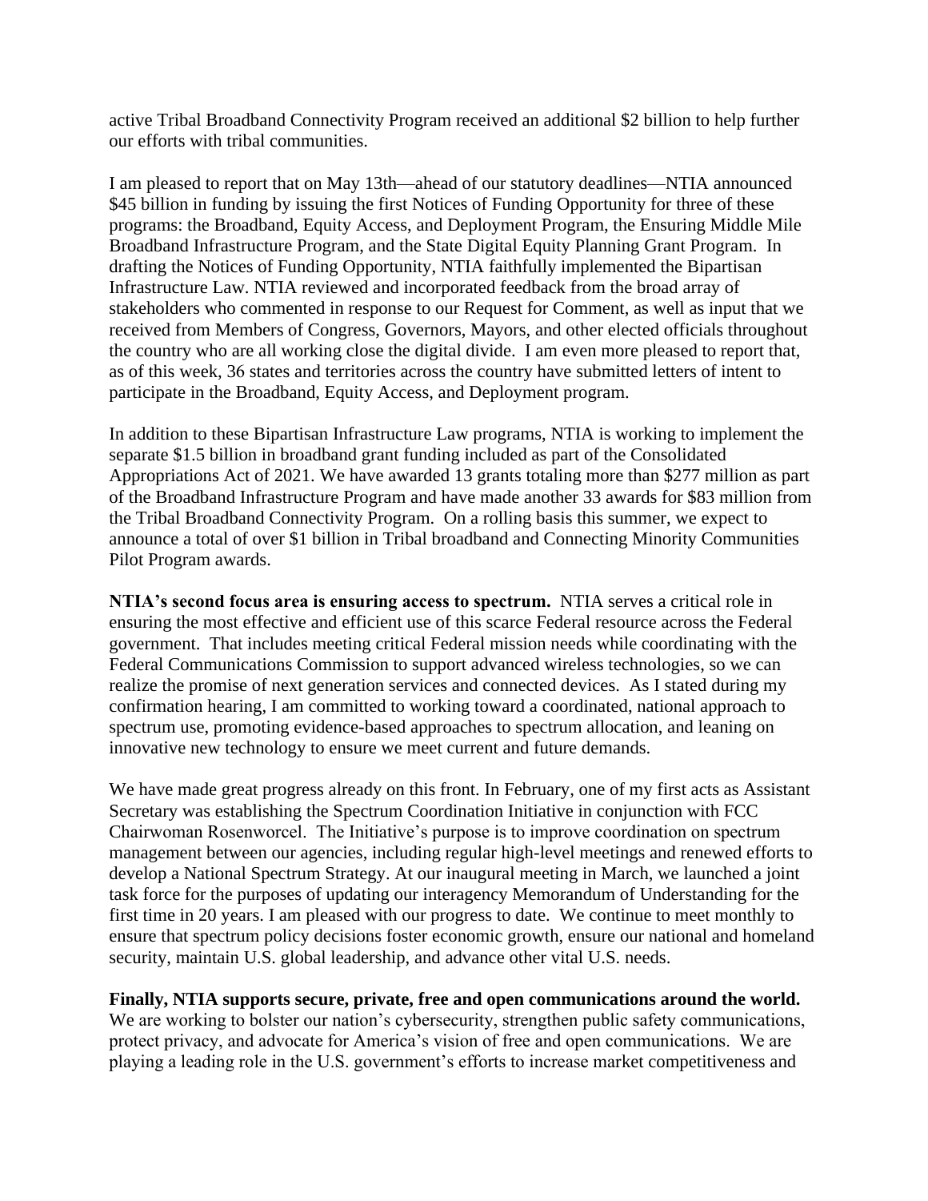active Tribal Broadband Connectivity Program received an additional $2 billion to help further our efforts with tribal communities.

I am pleased to report that on May 13th—ahead of our statutory deadlines—NTIA announced $45 billion in funding by issuing the first Notices of Funding Opportunity for three of these programs: the Broadband, Equity Access, and Deployment Program, the Ensuring Middle Mile Broadband Infrastructure Program, and the State Digital Equity Planning Grant Program. In drafting the Notices of Funding Opportunity, NTIA faithfully implemented the Bipartisan Infrastructure Law. NTIA reviewed and incorporated feedback from the broad array of stakeholders who commented in response to our Request for Comment, as well as input that we received from Members of Congress, Governors, Mayors, and other elected officials throughout the country who are all working close the digital divide. I am even more pleased to report that, as of this week, 36 states and territories across the country have submitted letters of intent to participate in the Broadband, Equity Access, and Deployment program.

In addition to these Bipartisan Infrastructure Law programs, NTIA is working to implement the separate $1.5 billion in broadband grant funding included as part of the Consolidated Appropriations Act of 2021. We have awarded 13 grants totaling more than $277 million as part of the Broadband Infrastructure Program and have made another 33 awards for $83 million from the Tribal Broadband Connectivity Program. On a rolling basis this summer, we expect to announce a total of over $1 billion in Tribal broadband and Connecting Minority Communities Pilot Program awards.

**NTIA's second focus area is ensuring access to spectrum.** NTIA serves a critical role in ensuring the most effective and efficient use of this scarce Federal resource across the Federal government. That includes meeting critical Federal mission needs while coordinating with the Federal Communications Commission to support advanced wireless technologies, so we can realize the promise of next generation services and connected devices. As I stated during my confirmation hearing, I am committed to working toward a coordinated, national approach to spectrum use, promoting evidence-based approaches to spectrum allocation, and leaning on innovative new technology to ensure we meet current and future demands.

We have made great progress already on this front. In February, one of my first acts as Assistant Secretary was establishing the Spectrum Coordination Initiative in conjunction with FCC Chairwoman Rosenworcel. The Initiative's purpose is to improve coordination on spectrum management between our agencies, including regular high-level meetings and renewed efforts to develop a National Spectrum Strategy. At our inaugural meeting in March, we launched a joint task force for the purposes of updating our interagency Memorandum of Understanding for the first time in 20 years. I am pleased with our progress to date. We continue to meet monthly to ensure that spectrum policy decisions foster economic growth, ensure our national and homeland security, maintain U.S. global leadership, and advance other vital U.S. needs.

**Finally, NTIA supports secure, private, free and open communications around the world.** We are working to bolster our nation's cybersecurity, strengthen public safety communications, protect privacy, and advocate for America's vision of free and open communications. We are playing a leading role in the U.S. government's efforts to increase market competitiveness and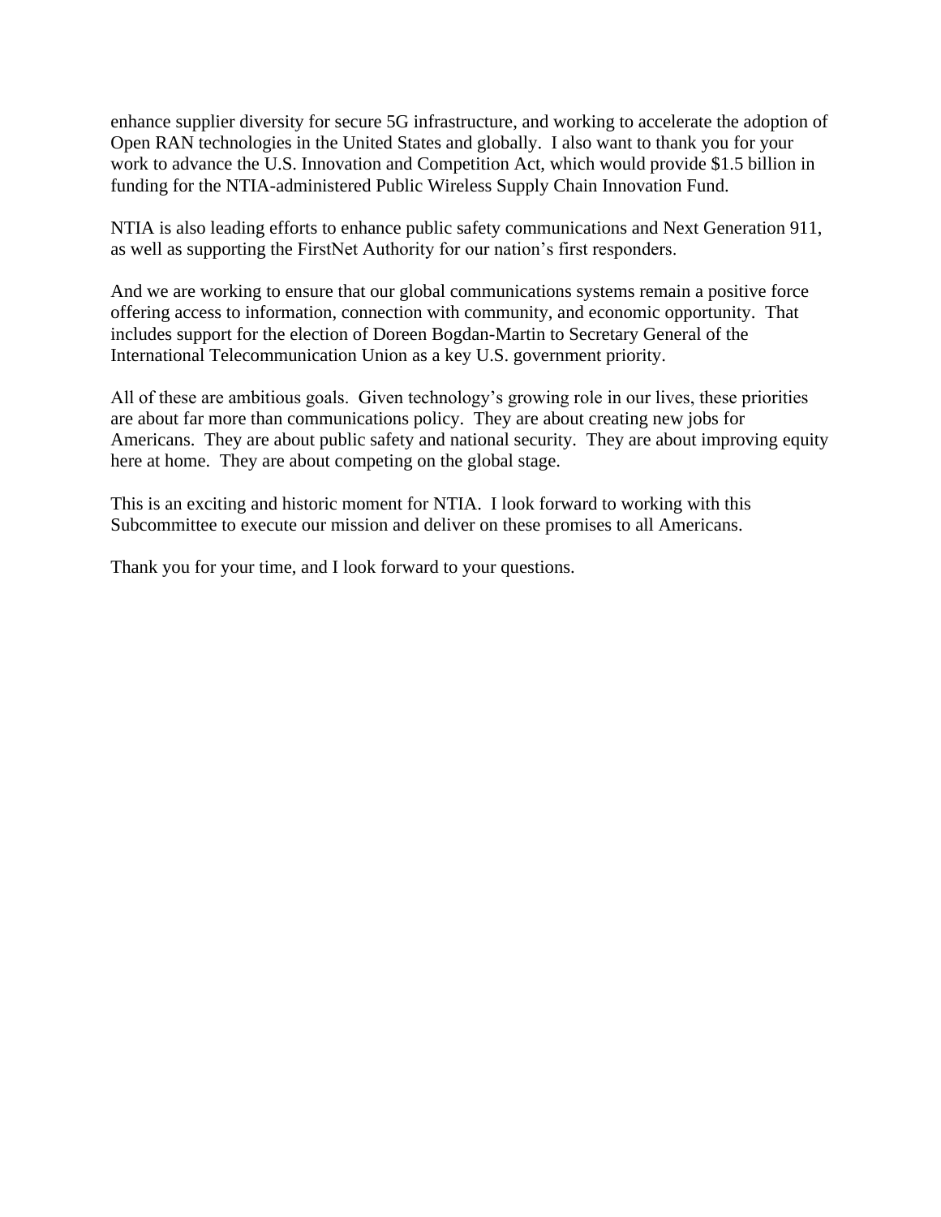enhance supplier diversity for secure 5G infrastructure, and working to accelerate the adoption of Open RAN technologies in the United States and globally.  I also want to thank you for your work to advance the U.S. Innovation and Competition Act, which would provide $1.5 billion in funding for the NTIA-administered Public Wireless Supply Chain Innovation Fund.

NTIA is also leading efforts to enhance public safety communications and Next Generation 911, as well as supporting the FirstNet Authority for our nation's first responders.

And we are working to ensure that our global communications systems remain a positive force offering access to information, connection with community, and economic opportunity.  That includes support for the election of Doreen Bogdan-Martin to Secretary General of the International Telecommunication Union as a key U.S. government priority.

All of these are ambitious goals.  Given technology's growing role in our lives, these priorities are about far more than communications policy.  They are about creating new jobs for Americans.  They are about public safety and national security.  They are about improving equity here at home.  They are about competing on the global stage.

This is an exciting and historic moment for NTIA.  I look forward to working with this Subcommittee to execute our mission and deliver on these promises to all Americans.

Thank you for your time, and I look forward to your questions.